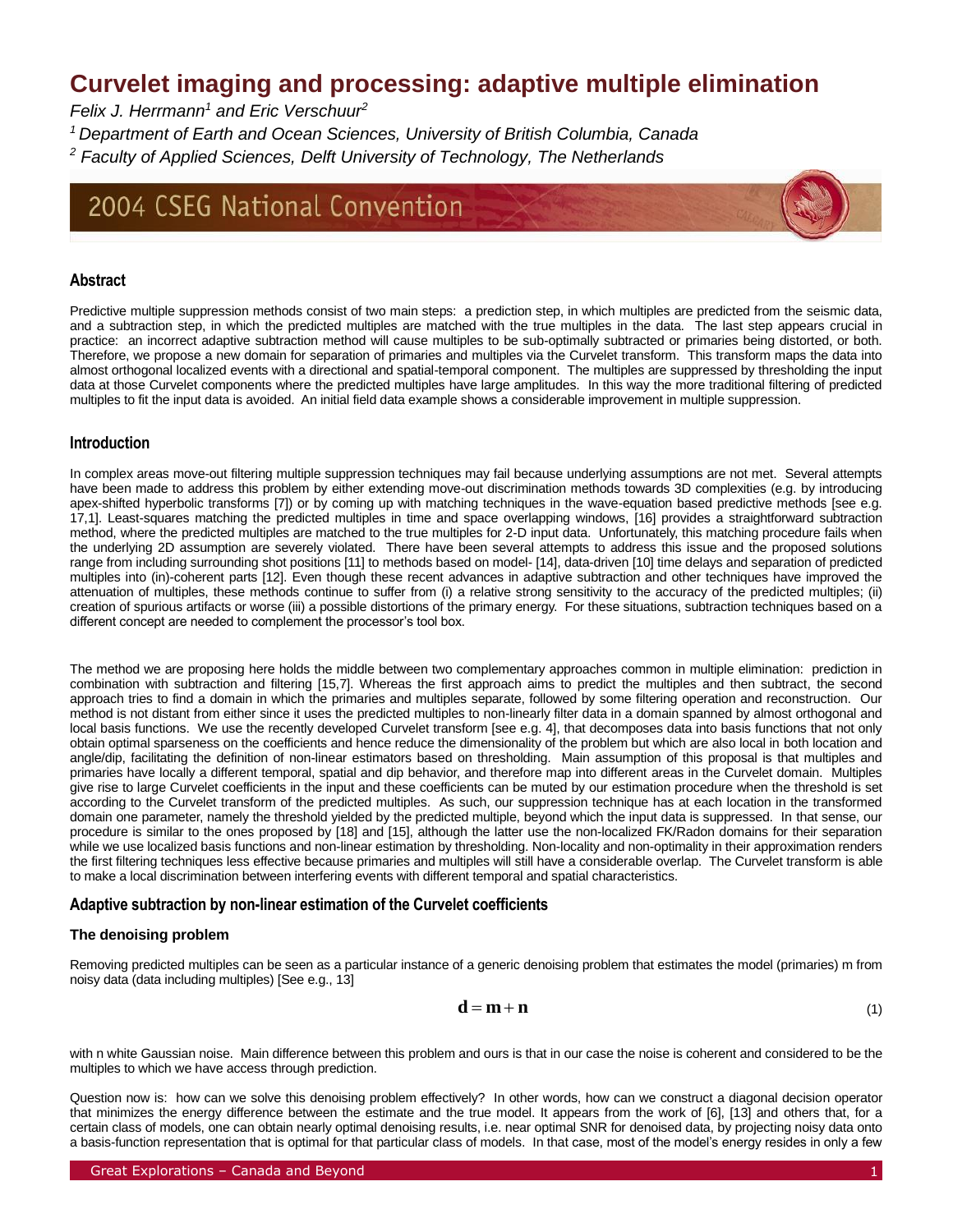# Curvelet imaging and processing: adaptive multiple elimination

*Felix J. Herrmann[1] and Eric Verschuur[2]*

*[1] Department of Earth and Ocean Sciences, University of British Columbia, Canada*

*[2] Faculty of Applied Sciences, Delft University of Technology, The Netherlands*

2004 CSEG National Convention

## Abstract

Predictive multiple suppression methods consist of two main steps: a prediction step, in which multiples are predicted from the seismic data, and a subtraction step, in which the predicted multiples are matched with the true multiples in the data. The last step appears crucial in practice: an incorrect adaptive subtraction method will cause multiples to be sub-optimally subtracted or primaries being distorted, or both. Therefore, we propose a new domain for separation of primaries and multiples via the Curvelet transform. This transform maps the data into almost orthogonal localized events with a directional and spatial-temporal component. The multiples are suppressed by thresholding the input data at those Curvelet components where the predicted multiples have large amplitudes. In this way the more traditional filtering of predicted multiples to fit the input data is avoided. An initial field data example shows a considerable improvement in multiple suppression.

## Introduction

In complex areas move-out filtering multiple suppression techniques may fail because underlying assumptions are not met. Several attempts have been made to address this problem by either extending move-out discrimination methods towards 3D complexities (e.g. by introducing apex-shifted hyperbolic transforms [7]) or by coming up with matching techniques in the wave-equation based predictive methods [see e.g. 17,1]. Least-squares matching the predicted multiples in time and space overlapping windows, [16] provides a straightforward subtraction method, where the predicted multiples are matched to the true multiples for 2-D input data. Unfortunately, this matching procedure fails when the underlying 2D assumption are severely violated. There have been several attempts to address this issue and the proposed solutions range from including surrounding shot positions [11] to methods based on model- [14], data-driven [10] time delays and separation of predicted multiples into (in)-coherent parts [12]. Even though these recent advances in adaptive subtraction and other techniques have improved the attenuation of multiples, these methods continue to suffer from (i) a relative strong sensitivity to the accuracy of the predicted multiples; (ii) creation of spurious artifacts or worse (iii) a possible distortions of the primary energy. For these situations, subtraction techniques based on a different concept are needed to complement the processor's tool box.

The method we are proposing here holds the middle between two complementary approaches common in multiple elimination: prediction in combination with subtraction and filtering [15,7]. Whereas the first approach aims to predict the multiples and then subtract, the second approach tries to find a domain in which the primaries and multiples separate, followed by some filtering operation and reconstruction. Our method is not distant from either since it uses the predicted multiples to non-linearly filter data in a domain spanned by almost orthogonal and local basis functions. We use the recently developed Curvelet transform [see e.g. 4], that decomposes data into basis functions that not only obtain optimal sparseness on the coefficients and hence reduce the dimensionality of the problem but which are also local in both location and angle/dip, facilitating the definition of non-linear estimators based on thresholding. Main assumption of this proposal is that multiples and primaries have locally a different temporal, spatial and dip behavior, and therefore map into different areas in the Curvelet domain. Multiples give rise to large Curvelet coefficients in the input and these coefficients can be muted by our estimation procedure when the threshold is set according to the Curvelet transform of the predicted multiples. As such, our suppression technique has at each location in the transformed domain one parameter, namely the threshold yielded by the predicted multiple, beyond which the input data is suppressed. In that sense, our procedure is similar to the ones proposed by [18] and [15], although the latter use the non-localized FK/Radon domains for their separation while we use localized basis functions and non-linear estimation by thresholding. Non-locality and non-optimality in their approximation renders the first filtering techniques less effective because primaries and multiples will still have a considerable overlap. The Curvelet transform is able to make a local discrimination between interfering events with different temporal and spatial characteristics.

## Adaptive subtraction by non-linear estimation of the Curvelet coefficients

### The denoising problem

Removing predicted multiples can be seen as a particular instance of a generic denoising problem that estimates the model (primaries) m from noisy data (data including multiples) [See e.g., 13]

$$\mathbf{d} = \mathbf{m} + \mathbf{n} \tag{1}$$

with n white Gaussian noise. Main difference between this problem and ours is that in our case the noise is coherent and considered to be the multiples to which we have access through prediction.

Question now is: how can we solve this denoising problem effectively? In other words, how can we construct a diagonal decision operator that minimizes the energy difference between the estimate and the true model. It appears from the work of [6], [13] and others that, for a certain class of models, one can obtain nearly optimal denoising results, i.e. near optimal SNR for denoised data, by projecting noisy data onto a basis-function representation that is optimal for that particular class of models. In that case, most of the model's energy resides in only a few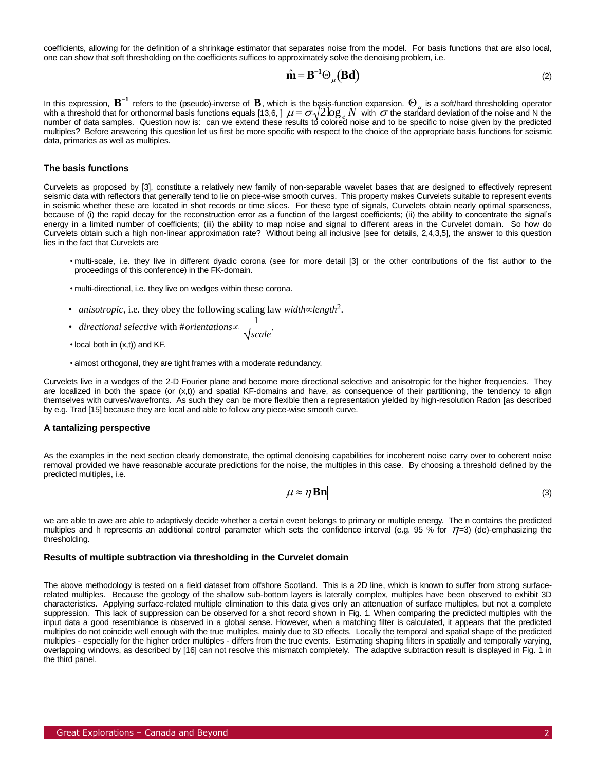coefficients, allowing for the definition of a shrinkage estimator that separates noise from the model. For basis functions that are also local, one can show that soft thresholding on the coefficients suffices to approximately solve the denoising problem, i.e.

$$\hat{\mathbf{m}} = \mathbf{B}^{-1}\Theta_{\mu}(\mathbf{Bd}) \tag{2}$$

In this expression, $\mathbf{B}^{-1}$ refers to the (pseudo)-inverse of $\mathbf{B}$, which is the ~~basis-function~~ expansion. $\Theta_{\mu}$ is a soft/hard thresholding operator with a threshold that for orthonormal basis functions equals [13,6, ] $\mu = \sigma\sqrt{2\log_e N}$ with $\sigma$ the standard deviation of the noise and N the number of data samples. Question now is: can we extend these results to colored noise and to be specific to noise given by the predicted multiples? Before answering this question let us first be more specific with respect to the choice of the appropriate basis functions for seismic data, primaries as well as multiples.

### The basis functions

Curvelets as proposed by [3], constitute a relatively new family of non-separable wavelet bases that are designed to effectively represent seismic data with reflectors that generally tend to lie on piece-wise smooth curves. This property makes Curvelets suitable to represent events in seismic whether these are located in shot records or time slices. For these type of signals, Curvelets obtain nearly optimal sparseness, because of (i) the rapid decay for the reconstruction error as a function of the largest coefficients; (ii) the ability to concentrate the signal's energy in a limited number of coefficients; (iii) the ability to map noise and signal to different areas in the Curvelet domain. So how do Curvelets obtain such a high non-linear approximation rate? Without being all inclusive [see for details, 2,4,3,5], the answer to this question lies in the fact that Curvelets are

- multi-scale, i.e. they live in different dyadic corona (see for more detail [3] or the other contributions of the fist author to the proceedings of this conference) in the FK-domain.
- multi-directional, i.e. they live on wedges within these corona.
- *anisotropic*, i.e. they obey the following scaling law $width \propto length^2$.
- *directional selective* with $\#orientations \propto \frac{1}{\sqrt{scale}}$.
- local both in (x,t)) and KF.
- almost orthogonal, they are tight frames with a moderate redundancy.

Curvelets live in a wedges of the 2-D Fourier plane and become more directional selective and anisotropic for the higher frequencies. They are localized in both the space (or (x,t)) and spatial KF-domains and have, as consequence of their partitioning, the tendency to align themselves with curves/wavefronts. As such they can be more flexible then a representation yielded by high-resolution Radon [as described by e.g. Trad [15] because they are local and able to follow any piece-wise smooth curve.

### A tantalizing perspective

As the examples in the next section clearly demonstrate, the optimal denoising capabilities for incoherent noise carry over to coherent noise removal provided we have reasonable accurate predictions for the noise, the multiples in this case. By choosing a threshold defined by the predicted multiples, i.e.

$$\mu \approx \eta|\mathbf{Bn}| \tag{3}$$

we are able to awe are able to adaptively decide whether a certain event belongs to primary or multiple energy. The n contains the predicted multiples and h represents an additional control parameter which sets the confidence interval (e.g. 95 % for $\eta$=3) (de)-emphasizing the thresholding.

### Results of multiple subtraction via thresholding in the Curvelet domain

The above methodology is tested on a field dataset from offshore Scotland. This is a 2D line, which is known to suffer from strong surface-related multiples. Because the geology of the shallow sub-bottom layers is laterally complex, multiples have been observed to exhibit 3D characteristics. Applying surface-related multiple elimination to this data gives only an attenuation of surface multiples, but not a complete suppression. This lack of suppression can be observed for a shot record shown in Fig. 1. When comparing the predicted multiples with the input data a good resemblance is observed in a global sense. However, when a matching filter is calculated, it appears that the predicted multiples do not coincide well enough with the true multiples, mainly due to 3D effects. Locally the temporal and spatial shape of the predicted multiples - especially for the higher order multiples - differs from the true events. Estimating shaping filters in spatially and temporally varying, overlapping windows, as described by [16] can not resolve this mismatch completely. The adaptive subtraction result is displayed in Fig. 1 in the third panel.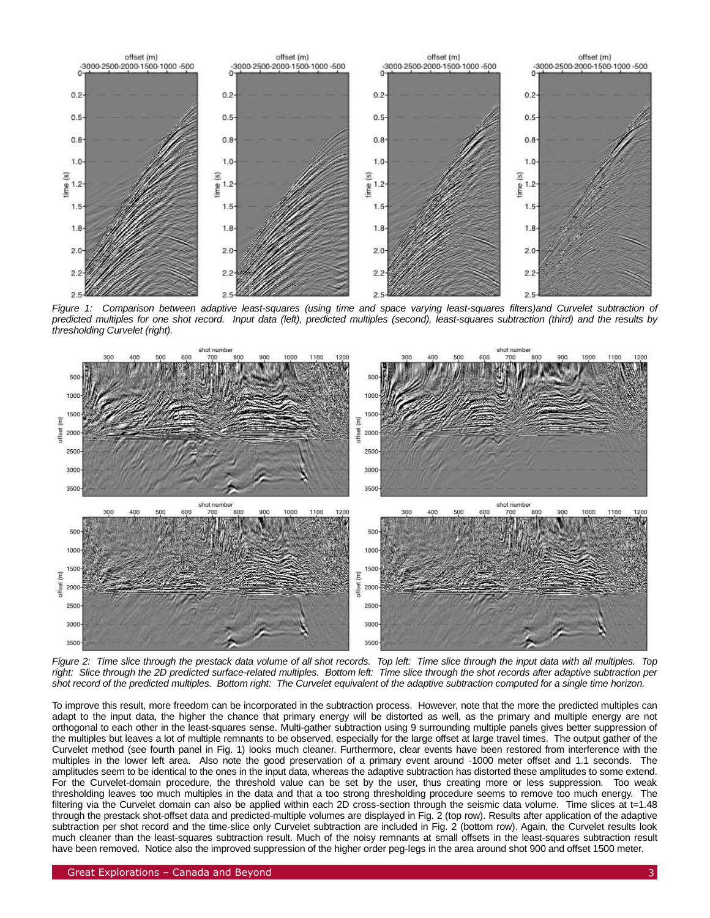*Figure 1: Comparison between adaptive least-squares (using time and space varying least-squares filters)and Curvelet subtraction of predicted multiples for one shot record. Input data (left), predicted multiples (second), least-squares subtraction (third) and the results by thresholding Curvelet (right).*

*Figure 2: Time slice through the prestack data volume of all shot records. Top left: Time slice through the input data with all multiples. Top right: Slice through the 2D predicted surface-related multiples. Bottom left: Time slice through the shot records after adaptive subtraction per shot record of the predicted multiples. Bottom right: The Curvelet equivalent of the adaptive subtraction computed for a single time horizon.*

To improve this result, more freedom can be incorporated in the subtraction process. However, note that the more the predicted multiples can adapt to the input data, the higher the chance that primary energy will be distorted as well, as the primary and multiple energy are not orthogonal to each other in the least-squares sense. Multi-gather subtraction using 9 surrounding multiple panels gives better suppression of the multiples but leaves a lot of multiple remnants to be observed, especially for the large offset at large travel times. The output gather of the Curvelet method (see fourth panel in Fig. 1) looks much cleaner. Furthermore, clear events have been restored from interference with the multiples in the lower left area. Also note the good preservation of a primary event around -1000 meter offset and 1.1 seconds. The amplitudes seem to be identical to the ones in the input data, whereas the adaptive subtraction has distorted these amplitudes to some extend. For the Curvelet-domain procedure, the threshold value can be set by the user, thus creating more or less suppression. Too weak thresholding leaves too much multiples in the data and that a too strong thresholding procedure seems to remove too much energy. The filtering via the Curvelet domain can also be applied within each 2D cross-section through the seismic data volume. Time slices at t=1.48 through the prestack shot-offset data and predicted-multiple volumes are displayed in Fig. 2 (top row). Results after application of the adaptive subtraction per shot record and the time-slice only Curvelet subtraction are included in Fig. 2 (bottom row). Again, the Curvelet results look much cleaner than the least-squares subtraction result. Much of the noisy remnants at small offsets in the least-squares subtraction result have been removed. Notice also the improved suppression of the higher order peg-legs in the area around shot 900 and offset 1500 meter.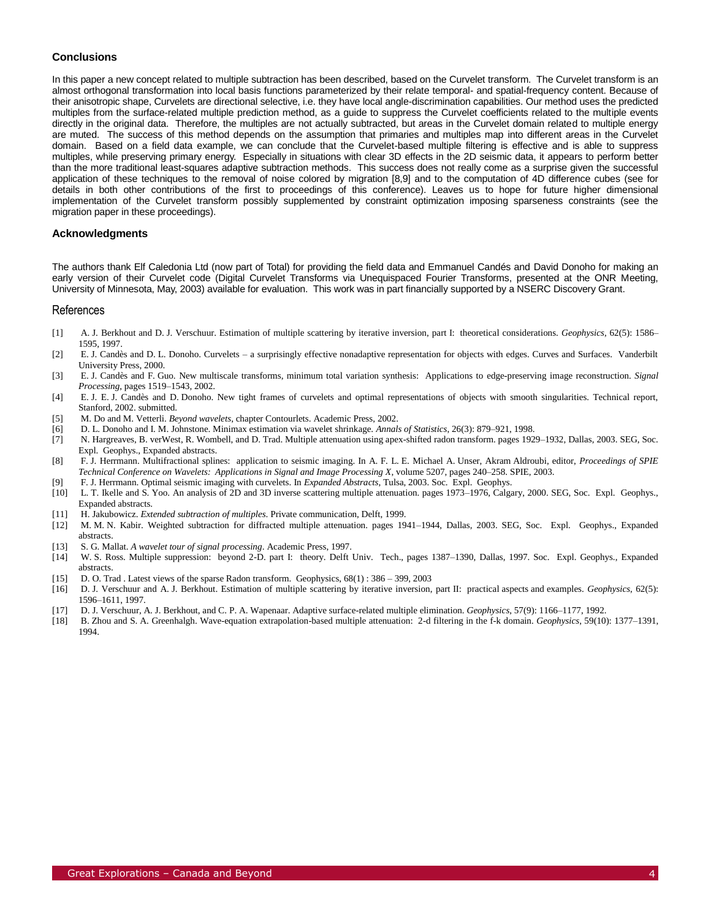### Conclusions

In this paper a new concept related to multiple subtraction has been described, based on the Curvelet transform. The Curvelet transform is an almost orthogonal transformation into local basis functions parameterized by their relate temporal- and spatial-frequency content. Because of their anisotropic shape, Curvelets are directional selective, i.e. they have local angle-discrimination capabilities. Our method uses the predicted multiples from the surface-related multiple prediction method, as a guide to suppress the Curvelet coefficients related to the multiple events directly in the original data. Therefore, the multiples are not actually subtracted, but areas in the Curvelet domain related to multiple energy are muted. The success of this method depends on the assumption that primaries and multiples map into different areas in the Curvelet domain. Based on a field data example, we can conclude that the Curvelet-based multiple filtering is effective and is able to suppress multiples, while preserving primary energy. Especially in situations with clear 3D effects in the 2D seismic data, it appears to perform better than the more traditional least-squares adaptive subtraction methods. This success does not really come as a surprise given the successful application of these techniques to the removal of noise colored by migration [8,9] and to the computation of 4D difference cubes (see for details in both other contributions of the first to proceedings of this conference). Leaves us to hope for future higher dimensional implementation of the Curvelet transform possibly supplemented by constraint optimization imposing sparseness constraints (see the migration paper in these proceedings).

### Acknowledgments

The authors thank Elf Caledonia Ltd (now part of Total) for providing the field data and Emmanuel Candés and David Donoho for making an early version of their Curvelet code (Digital Curvelet Transforms via Unequispaced Fourier Transforms, presented at the ONR Meeting, University of Minnesota, May, 2003) available for evaluation. This work was in part financially supported by a NSERC Discovery Grant.

### References

[1] A. J. Berkhout and D. J. Verschuur. Estimation of multiple scattering by iterative inversion, part I: theoretical considerations. *Geophysics*, 62(5): 1586–1595, 1997.

[2] E. J. Candès and D. L. Donoho. Curvelets – a surprisingly effective nonadaptive representation for objects with edges. Curves and Surfaces. Vanderbilt University Press, 2000.

[3] E. J. Candès and F. Guo. New multiscale transforms, minimum total variation synthesis: Applications to edge-preserving image reconstruction. *Signal Processing*, pages 1519–1543, 2002.

[4] E. J. E. J. Candès and D. Donoho. New tight frames of curvelets and optimal representations of objects with smooth singularities. Technical report, Stanford, 2002. submitted.

[5] M. Do and M. Vetterli. *Beyond wavelets*, chapter Contourlets. Academic Press, 2002.

[6] D. L. Donoho and I. M. Johnstone. Minimax estimation via wavelet shrinkage. *Annals of Statistics*, 26(3): 879–921, 1998.

[7] N. Hargreaves, B. verWest, R. Wombell, and D. Trad. Multiple attenuation using apex-shifted radon transform. pages 1929–1932, Dallas, 2003. SEG, Soc. Expl. Geophys., Expanded abstracts.

[8] F. J. Herrmann. Multifractional splines: application to seismic imaging. In A. F. L. E. Michael A. Unser, Akram Aldroubi, editor, *Proceedings of SPIE Technical Conference on Wavelets: Applications in Signal and Image Processing X*, volume 5207, pages 240–258. SPIE, 2003.

[9] F. J. Herrmann. Optimal seismic imaging with curvelets. In *Expanded Abstracts*, Tulsa, 2003. Soc. Expl. Geophys.

[10] L. T. Ikelle and S. Yoo. An analysis of 2D and 3D inverse scattering multiple attenuation. pages 1973–1976, Calgary, 2000. SEG, Soc. Expl. Geophys., Expanded abstracts.

[11] H. Jakubowicz. *Extended subtraction of multiples*. Private communication, Delft, 1999.

[12] M. M. N. Kabir. Weighted subtraction for diffracted multiple attenuation. pages 1941–1944, Dallas, 2003. SEG, Soc. Expl. Geophys., Expanded abstracts.

[13] S. G. Mallat. *A wavelet tour of signal processing*. Academic Press, 1997.

[14] W. S. Ross. Multiple suppression: beyond 2-D. part I: theory. Delft Univ. Tech., pages 1387–1390, Dallas, 1997. Soc. Expl. Geophys., Expanded abstracts.

[15] D. O. Trad . Latest views of the sparse Radon transform. Geophysics, 68(1) : 386 – 399, 2003

[16] D. J. Verschuur and A. J. Berkhout. Estimation of multiple scattering by iterative inversion, part II: practical aspects and examples. *Geophysics*, 62(5): 1596–1611, 1997.

[17] D. J. Verschuur, A. J. Berkhout, and C. P. A. Wapenaar. Adaptive surface-related multiple elimination. *Geophysics*, 57(9): 1166–1177, 1992.

[18] B. Zhou and S. A. Greenhalgh. Wave-equation extrapolation-based multiple attenuation: 2-d filtering in the f-k domain. *Geophysics*, 59(10): 1377–1391, 1994.